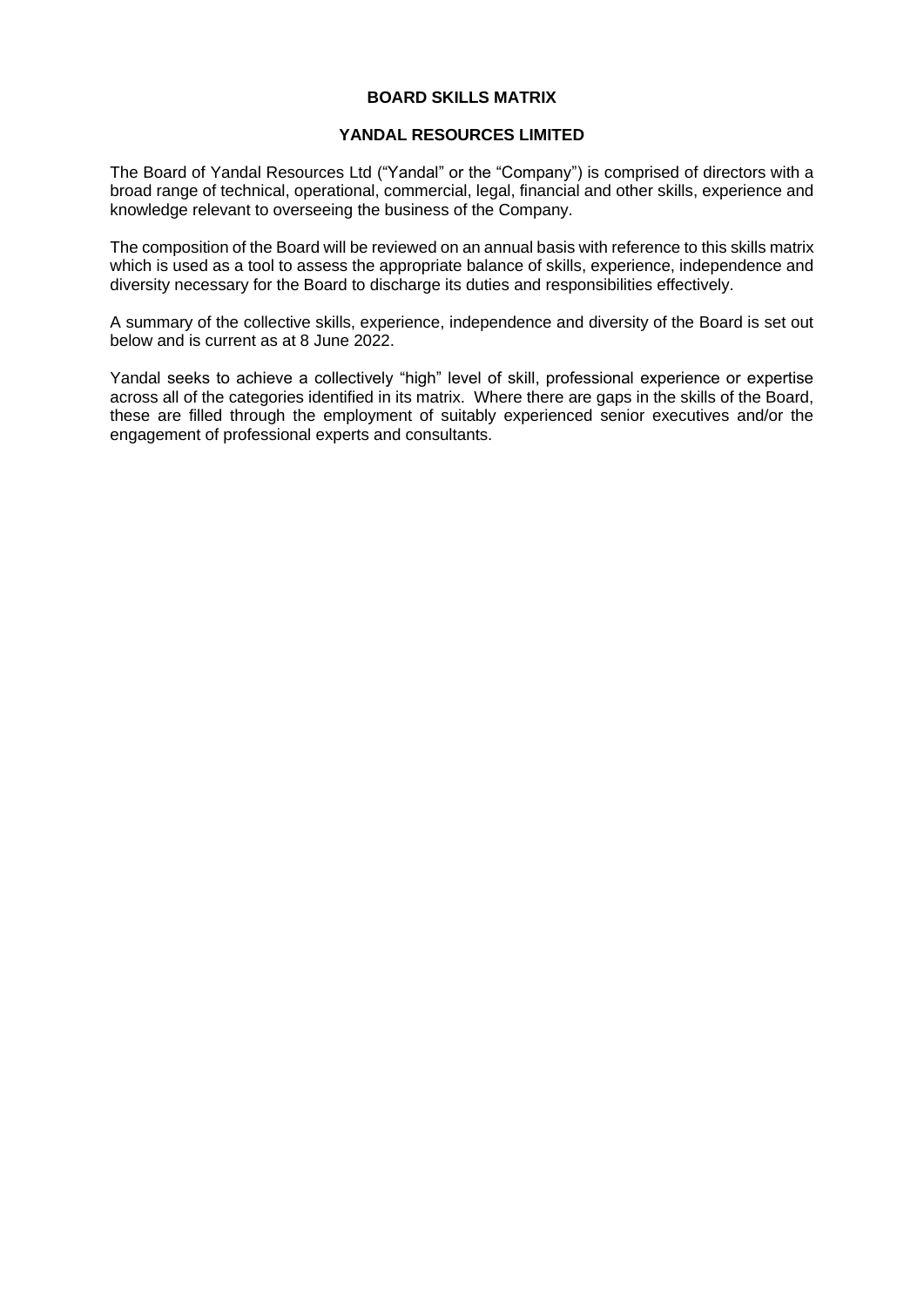# BOARD SKILLS MATRIX

## YANDAL RESOURCES LIMITED

The Board of Yandal Resources Ltd ("Yandal" or the "Company") is comprised of directors with a broad range of technical, operational, commercial, legal, financial and other skills, experience and knowledge relevant to overseeing the business of the Company.

The composition of the Board will be reviewed on an annual basis with reference to this skills matrix which is used as a tool to assess the appropriate balance of skills, experience, independence and diversity necessary for the Board to discharge its duties and responsibilities effectively.

A summary of the collective skills, experience, independence and diversity of the Board is set out below and is current as at 8 June 2022.

Yandal seeks to achieve a collectively "high" level of skill, professional experience or expertise across all of the categories identified in its matrix. Where there are gaps in the skills of the Board, these are filled through the employment of suitably experienced senior executives and/or the engagement of professional experts and consultants.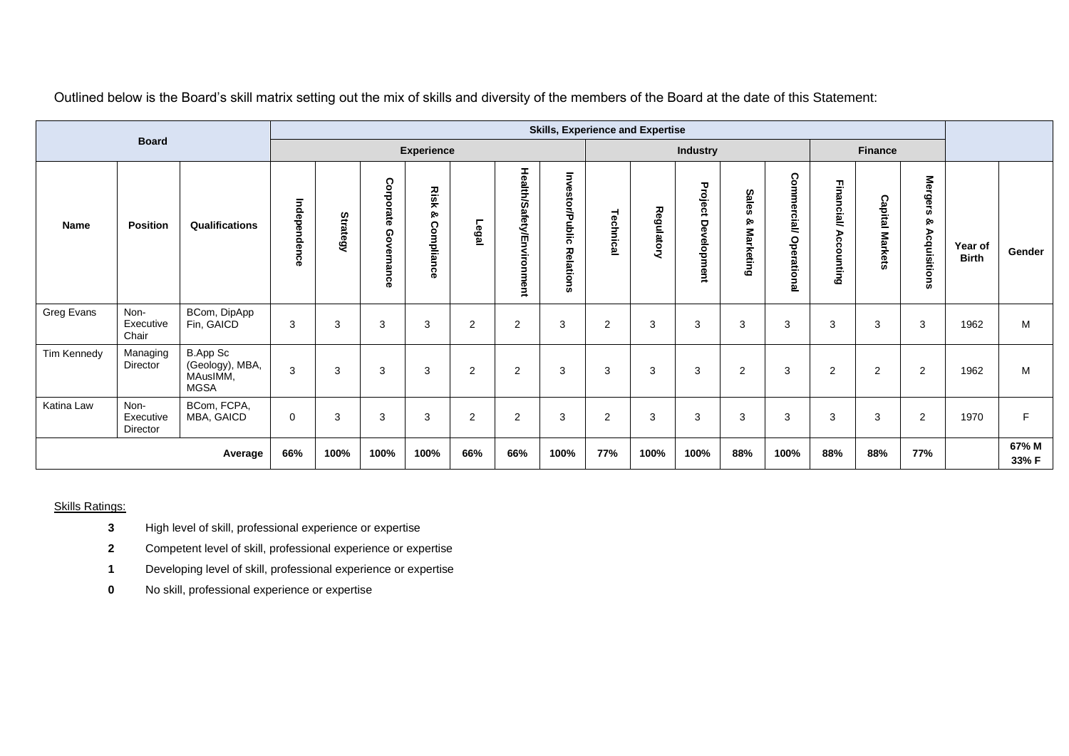Outlined below is the Board's skill matrix setting out the mix of skills and diversity of the members of the Board at the date of this Statement:

| Board | | | Skills, Experience and Expertise | | | | | | | | | | | | | | | | |
|---|---|---|---|---|---|---|---|---|---|---|---|---|---|---|---|---|---|---|---|
| | | | Experience | | | | | | | Industry | | | | | Finance | | | | |
| Name | Position | Qualifications | Independence | Strategy | Corporate Governance | Risk & Compliance | Legal | Health/Safety/Environment | Investor/Public Relations | Technical | Regulatory | Project Development | Sales & Marketing | Commercial/ Operational | Financial/ Accounting | Capital Markets | Mergers & Acquisitions | Year of Birth | Gender |
| Greg Evans | Non-Executive Chair | BCom, DipApp Fin, GAICD | 3 | 3 | 3 | 3 | 2 | 2 | 3 | 2 | 3 | 3 | 3 | 3 | 3 | 3 | 3 | 1962 | M |
| Tim Kennedy | Managing Director | B.App Sc (Geology), MBA, MAusIMM, MGSA | 3 | 3 | 3 | 3 | 2 | 2 | 3 | 3 | 3 | 3 | 2 | 3 | 2 | 2 | 2 | 1962 | M |
| Katina Law | Non-Executive Director | BCom, FCPA, MBA, GAICD | 0 | 3 | 3 | 3 | 2 | 2 | 3 | 2 | 3 | 3 | 3 | 3 | 3 | 3 | 2 | 1970 | F |
| | | Average | 66% | 100% | 100% | 100% | 66% | 66% | 100% | 77% | 100% | 100% | 88% | 100% | 88% | 88% | 77% | | 67% M 33% F |

Skills Ratings:

- **3** High level of skill, professional experience or expertise
- **2** Competent level of skill, professional experience or expertise
- **1** Developing level of skill, professional experience or expertise
- **0** No skill, professional experience or expertise